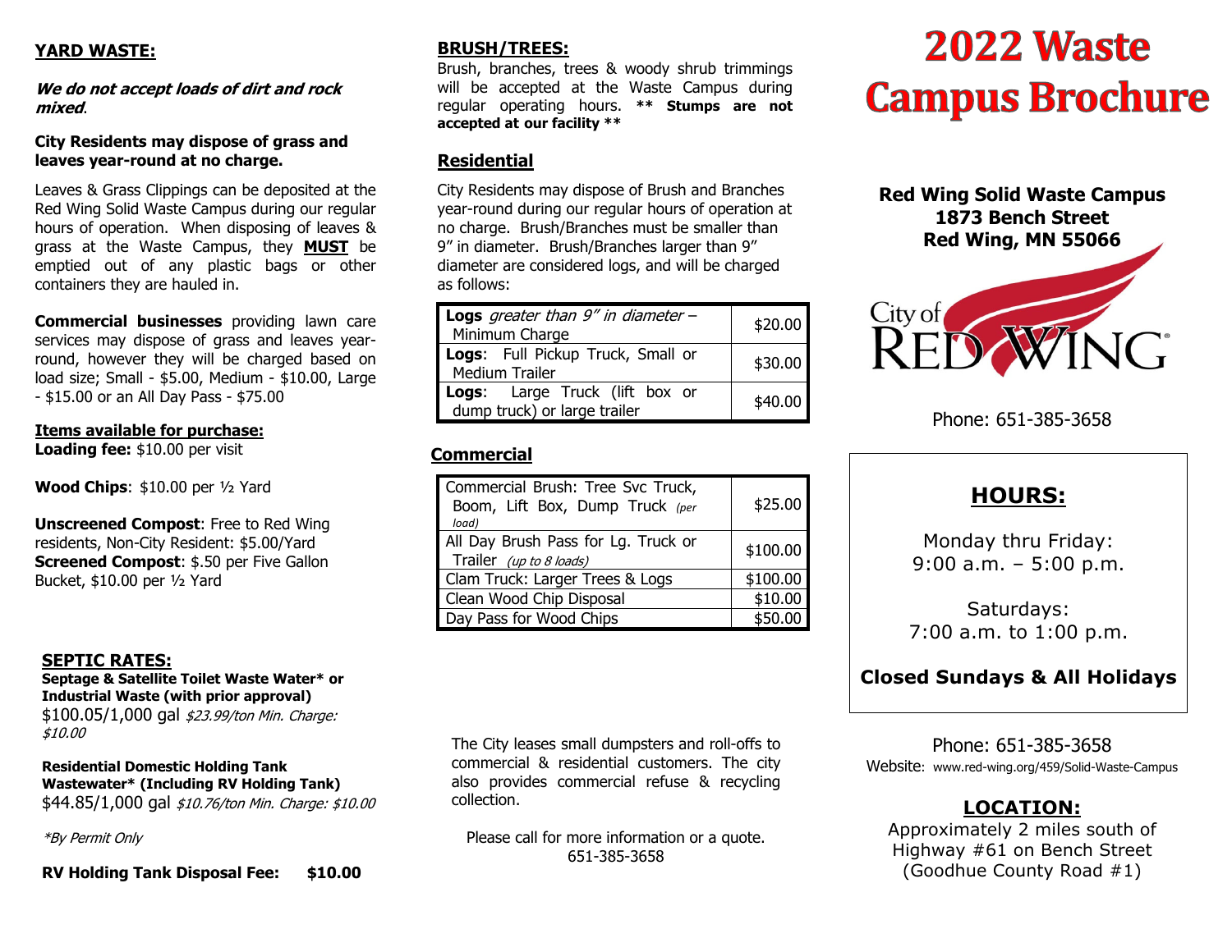## YARD WASTE:

***We do not accept loads of dirt and rock mixed*.**

**City Residents may dispose of grass and leaves year-round at no charge.**

Leaves & Grass Clippings can be deposited at the Red Wing Solid Waste Campus during our regular hours of operation. When disposing of leaves & grass at the Waste Campus, they **MUST** be emptied out of any plastic bags or other containers they are hauled in.

**Commercial businesses** providing lawn care services may dispose of grass and leaves year-round, however they will be charged based on load size; Small - $5.00, Medium - $10.00, Large - $15.00 or an All Day Pass - $75.00

**Items available for purchase:**

**Loading fee:** $10.00 per visit

**Wood Chips**: $10.00 per ½ Yard

**Unscreened Compost**: Free to Red Wing residents, Non-City Resident: $5.00/Yard
**Screened Compost**: $.50 per Five Gallon Bucket, $10.00 per ½ Yard

## SEPTIC RATES:

**Septage & Satellite Toilet Waste Water* or Industrial Waste (with prior approval)**
$100.05/1,000 gal *$23.99/ton Min. Charge: $10.00*

**Residential Domestic Holding Tank Wastewater* (Including RV Holding Tank)**
$44.85/1,000 gal *$10.76/ton Min. Charge: $10.00*

**By Permit Only*

**RV Holding Tank Disposal Fee: $10.00**

## BRUSH/TREES:

Brush, branches, trees & woody shrub trimmings will be accepted at the Waste Campus during regular operating hours. **** Stumps are not accepted at our facility ****

### Residential

City Residents may dispose of Brush and Branches year-round during our regular hours of operation at no charge. Brush/Branches must be smaller than 9" in diameter. Brush/Branches larger than 9" diameter are considered logs, and will be charged as follows:

| Item | Charge |
|---|---|
| **Logs** *greater than 9" in diameter* – Minimum Charge | $20.00 |
| **Logs**: Full Pickup Truck, Small or Medium Trailer | $30.00 |
| **Logs**: Large Truck (lift box or dump truck) or large trailer | $40.00 |

### Commercial

| Item | Charge |
|---|---|
| Commercial Brush: Tree Svc Truck, Boom, Lift Box, Dump Truck *(per load)* | $25.00 |
| All Day Brush Pass for Lg. Truck or Trailer *(up to 8 loads)* | $100.00 |
| Clam Truck: Larger Trees & Logs | $100.00 |
| Clean Wood Chip Disposal | $10.00 |
| Day Pass for Wood Chips | $50.00 |

The City leases small dumpsters and roll-offs to commercial & residential customers. The city also provides commercial refuse & recycling collection.

Please call for more information or a quote.
651-385-3658

# 2022 Waste Campus Brochure

**Red Wing Solid Waste Campus**
**1873 Bench Street**
**Red Wing, MN 55066**

City of RED WING

Phone: 651-385-3658

## HOURS:

Monday thru Friday:
9:00 a.m. – 5:00 p.m.

Saturdays:
7:00 a.m. to 1:00 p.m.

**Closed Sundays & All Holidays**

Phone: 651-385-3658
Website: www.red-wing.org/459/Solid-Waste-Campus

## LOCATION:

Approximately 2 miles south of Highway #61 on Bench Street (Goodhue County Road #1)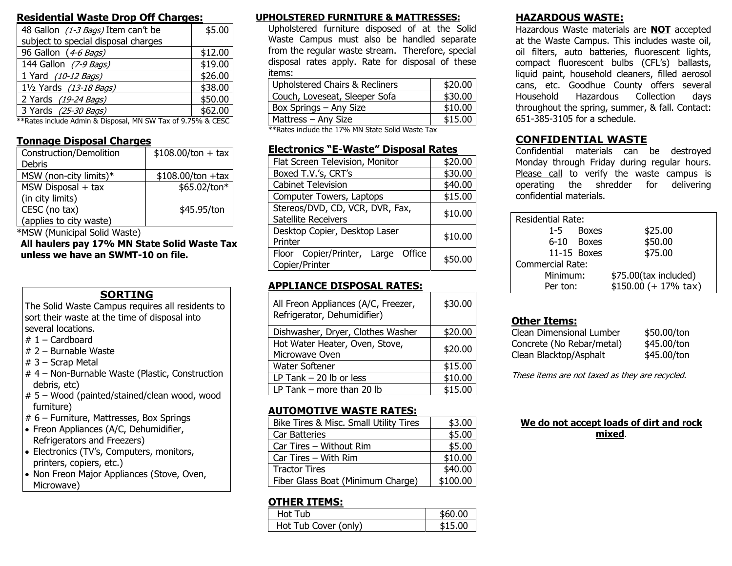## Residential Waste Drop Off Charges:

| | |
|---|---|
| 48 Gallon *(1-3 Bags)* Item can't be subject to special disposal charges | $5.00 |
| 96 Gallon *(4-6 Bags)* | $12.00 |
| 144 Gallon *(7-9 Bags)* | $19.00 |
| 1 Yard *(10-12 Bags)* | $26.00 |
| 1½ Yards *(13-18 Bags)* | $38.00 |
| 2 Yards *(19-24 Bags)* | $50.00 |
| 3 Yards *(25-30 Bags)* | $62.00 |

**Rates include Admin & Disposal, MN SW Tax of 9.75% & CESC

## Tonnage Disposal Charges

| | |
|---|---|
| Construction/Demolition Debris | $108.00/ton + tax |
| MSW (non-city limits)* | $108.00/ton +tax |
| MSW Disposal + tax (in city limits) | $65.02/ton* |
| CESC (no tax) (applies to city waste) | $45.95/ton |

*MSW (Municipal Solid Waste)

**All haulers pay 17% MN State Solid Waste Tax unless we have an SWMT-10 on file.**

### SORTING

The Solid Waste Campus requires all residents to sort their waste at the time of disposal into several locations.

# 1 – Cardboard
# 2 – Burnable Waste
# 3 – Scrap Metal
# 4 – Non-Burnable Waste (Plastic, Construction debris, etc)
# 5 – Wood (painted/stained/clean wood, wood furniture)
# 6 – Furniture, Mattresses, Box Springs

- Freon Appliances (A/C, Dehumidifier, Refrigerators and Freezers)
- Electronics (TV's, Computers, monitors, printers, copiers, etc.)
- Non Freon Major Appliances (Stove, Oven, Microwave)

## UPHOLSTERED FURNITURE & MATTRESSES:

Upholstered furniture disposed of at the Solid Waste Campus must also be handled separate from the regular waste stream. Therefore, special disposal rates apply. Rate for disposal of these items:

| | |
|---|---|
| Upholstered Chairs & Recliners | $20.00 |
| Couch, Loveseat, Sleeper Sofa | $30.00 |
| Box Springs – Any Size | $10.00 |
| Mattress – Any Size | $15.00 |

**Rates include the 17% MN State Solid Waste Tax

## Electronics "E-Waste" Disposal Rates

| | |
|---|---|
| Flat Screen Television, Monitor | $20.00 |
| Boxed T.V.'s, CRT's | $30.00 |
| Cabinet Television | $40.00 |
| Computer Towers, Laptops | $15.00 |
| Stereos/DVD, CD, VCR, DVR, Fax, Satellite Receivers | $10.00 |
| Desktop Copier, Desktop Laser Printer | $10.00 |
| Floor Copier/Printer, Large Office Copier/Printer | $50.00 |

## APPLIANCE DISPOSAL RATES:

| | |
|---|---|
| All Freon Appliances (A/C, Freezer, Refrigerator, Dehumidifier) | $30.00 |
| Dishwasher, Dryer, Clothes Washer | $20.00 |
| Hot Water Heater, Oven, Stove, Microwave Oven | $20.00 |
| Water Softener | $15.00 |
| LP Tank – 20 lb or less | $10.00 |
| LP Tank – more than 20 lb | $15.00 |

## AUTOMOTIVE WASTE RATES:

| | |
|---|---|
| Bike Tires & Misc. Small Utility Tires | $3.00 |
| Car Batteries | $5.00 |
| Car Tires – Without Rim | $5.00 |
| Car Tires – With Rim | $10.00 |
| Tractor Tires | $40.00 |
| Fiber Glass Boat (Minimum Charge) | $100.00 |

## OTHER ITEMS:

| | |
|---|---|
| Hot Tub | $60.00 |
| Hot Tub Cover (only) | $15.00 |

## HAZARDOUS WASTE:

Hazardous Waste materials are **NOT** accepted at the Waste Campus. This includes waste oil, oil filters, auto batteries, fluorescent lights, compact fluorescent bulbs (CFL's) ballasts, liquid paint, household cleaners, filled aerosol cans, etc. Goodhue County offers several Household Hazardous Collection days throughout the spring, summer, & fall. Contact: 651-385-3105 for a schedule.

## CONFIDENTIAL WASTE

Confidential materials can be destroyed Monday through Friday during regular hours. Please call to verify the waste campus is operating the shredder for delivering confidential materials.

| | | |
|---|---|---|
| Residential Rate: | | |
| 1-5 | Boxes | $25.00 |
| 6-10 | Boxes | $50.00 |
| 11-15 | Boxes | $75.00 |
| Commercial Rate: | | |
| Minimum: | | $75.00(tax included) |
| Per ton: | | $150.00 (+ 17% tax) |

## Other Items:

| | |
|---|---|
| Clean Dimensional Lumber | $50.00/ton |
| Concrete (No Rebar/metal) | $45.00/ton |
| Clean Blacktop/Asphalt | $45.00/ton |

*These items are not taxed as they are recycled.*

**We do not accept loads of dirt and rock mixed.**